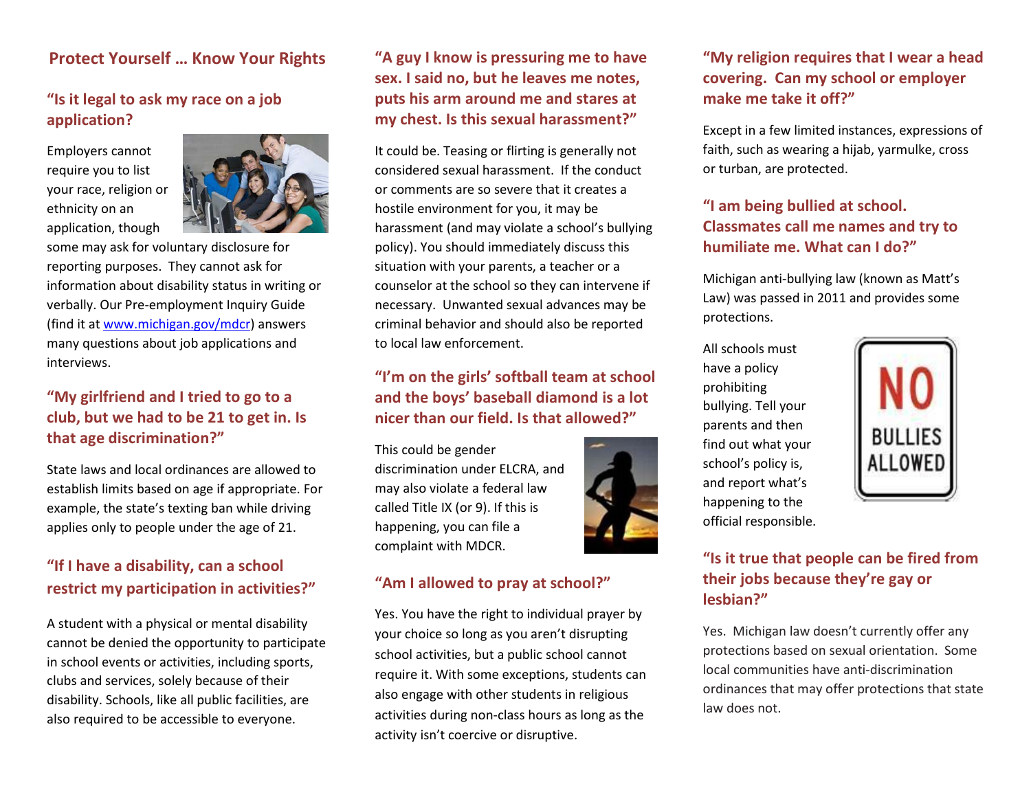## Protect Yourself … Know Your Rights

### "Is it legal to ask my race on a job application?

Employers cannot require you to list your race, religion or ethnicity on an application, though some may ask for voluntary disclosure for reporting purposes. They cannot ask for information about disability status in writing or verbally. Our Pre-employment Inquiry Guide (find it at www.michigan.gov/mdcr) answers many questions about job applications and interviews.

### "My girlfriend and I tried to go to a club, but we had to be 21 to get in. Is that age discrimination?"

State laws and local ordinances are allowed to establish limits based on age if appropriate. For example, the state's texting ban while driving applies only to people under the age of 21.

### "If I have a disability, can a school restrict my participation in activities?"

A student with a physical or mental disability cannot be denied the opportunity to participate in school events or activities, including sports, clubs and services, solely because of their disability. Schools, like all public facilities, are also required to be accessible to everyone.

### "A guy I know is pressuring me to have sex. I said no, but he leaves me notes, puts his arm around me and stares at my chest. Is this sexual harassment?"

It could be. Teasing or flirting is generally not considered sexual harassment. If the conduct or comments are so severe that it creates a hostile environment for you, it may be harassment (and may violate a school's bullying policy). You should immediately discuss this situation with your parents, a teacher or a counselor at the school so they can intervene if necessary. Unwanted sexual advances may be criminal behavior and should also be reported to local law enforcement.

### "I'm on the girls' softball team at school and the boys' baseball diamond is a lot nicer than our field. Is that allowed?"

This could be gender discrimination under ELCRA, and may also violate a federal law called Title IX (or 9). If this is happening, you can file a complaint with MDCR.

### "Am I allowed to pray at school?"

Yes. You have the right to individual prayer by your choice so long as you aren't disrupting school activities, but a public school cannot require it. With some exceptions, students can also engage with other students in religious activities during non-class hours as long as the activity isn't coercive or disruptive.

### "My religion requires that I wear a head covering. Can my school or employer make me take it off?"

Except in a few limited instances, expressions of faith, such as wearing a hijab, yarmulke, cross or turban, are protected.

### "I am being bullied at school. Classmates call me names and try to humiliate me. What can I do?"

Michigan anti-bullying law (known as Matt's Law) was passed in 2011 and provides some protections.

All schools must have a policy prohibiting bullying. Tell your parents and then find out what your school's policy is, and report what's happening to the official responsible.

### "Is it true that people can be fired from their jobs because they're gay or lesbian?"

Yes. Michigan law doesn't currently offer any protections based on sexual orientation. Some local communities have anti-discrimination ordinances that may offer protections that state law does not.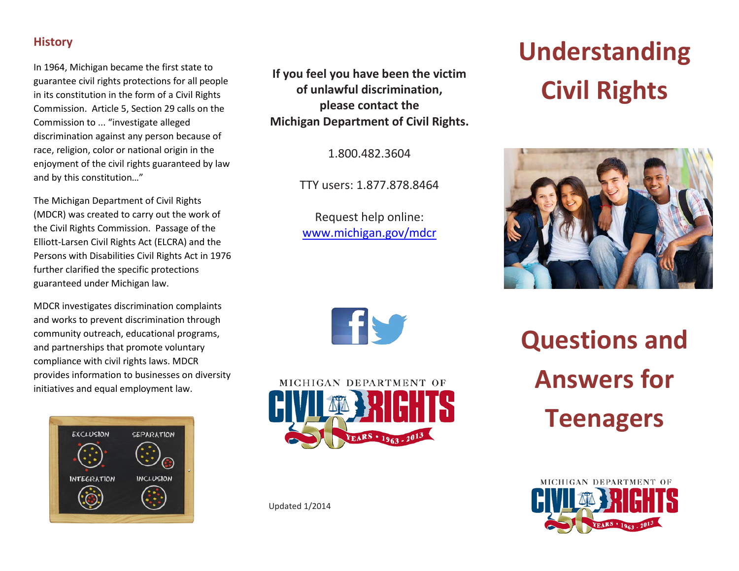## History

In 1964, Michigan became the first state to guarantee civil rights protections for all people in its constitution in the form of a Civil Rights Commission. Article 5, Section 29 calls on the Commission to ... "investigate alleged discrimination against any person because of race, religion, color or national origin in the enjoyment of the civil rights guaranteed by law and by this constitution…"

The Michigan Department of Civil Rights (MDCR) was created to carry out the work of the Civil Rights Commission. Passage of the Elliott-Larsen Civil Rights Act (ELCRA) and the Persons with Disabilities Civil Rights Act in 1976 further clarified the specific protections guaranteed under Michigan law.

MDCR investigates discrimination complaints and works to prevent discrimination through community outreach, educational programs, and partnerships that promote voluntary compliance with civil rights laws. MDCR provides information to businesses on diversity initiatives and equal employment law.

EXCLUSION SEPARATION INTEGRATION INCLUSION

**If you feel you have been the victim of unlawful discrimination, please contact the Michigan Department of Civil Rights.**

1.800.482.3604

TTY users: 1.877.878.8464

Request help online:
[www.michigan.gov/mdcr](www.michigan.gov/mdcr)

MICHIGAN DEPARTMENT OF CIVIL RIGHTS 50 YEARS • 1963 - 2013

Updated 1/2014

# Understanding Civil Rights

# Questions and Answers for Teenagers

MICHIGAN DEPARTMENT OF CIVIL RIGHTS 50 YEARS • 1963 - 2013